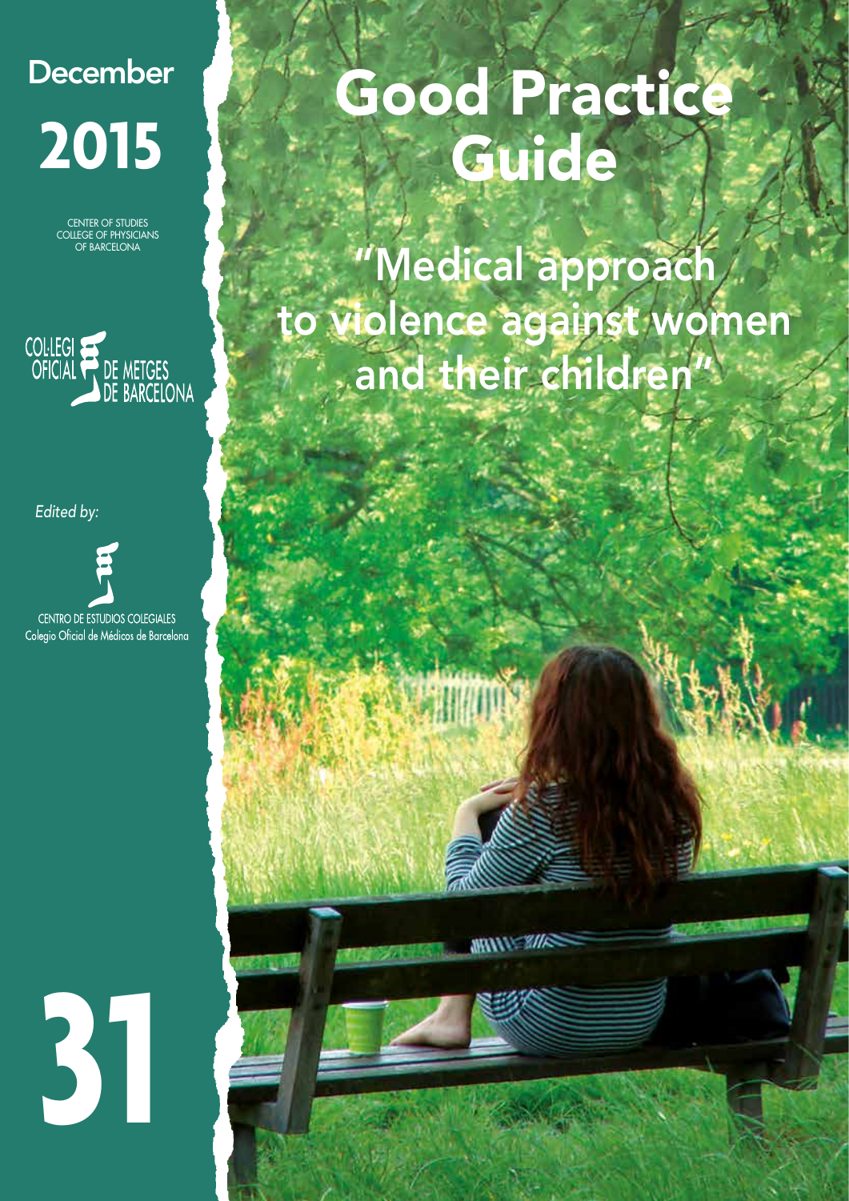December

2015

CENTER OF STUDIES
COLLEGE OF PHYSICIANS
OF BARCELONA

COL·LEGI OFICIAL DE METGES DE BARCELONA

*Edited by:*

CENTRO DE ESTUDIOS COLEGIALES
Colegio Oficial de Médicos de Barcelona

31

# Good Practice Guide

## "Medical approach to violence against women and their children"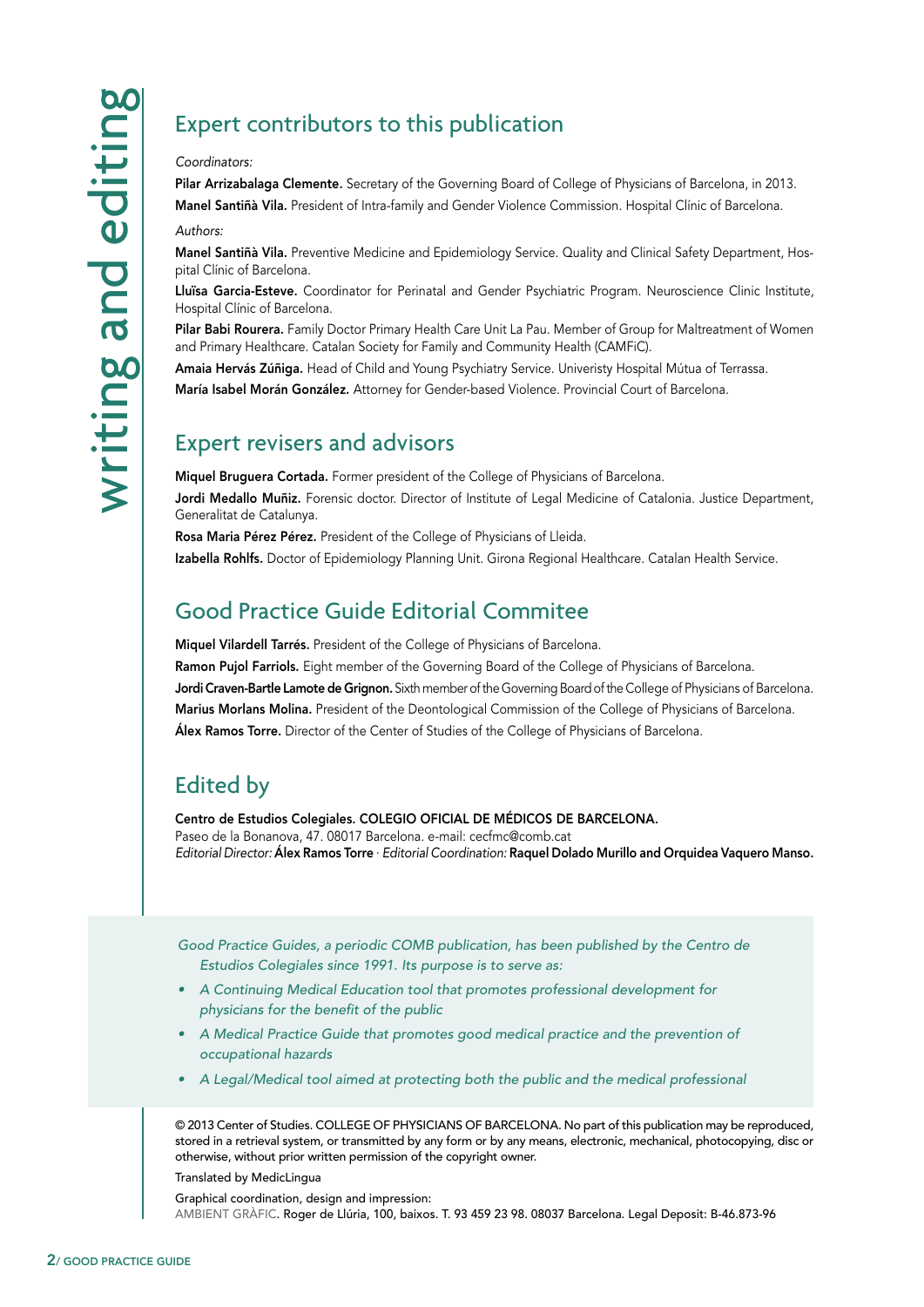# writing and editing

## Expert contributors to this publication

*Coordinators:*

**Pilar Arrizabalaga Clemente.** Secretary of the Governing Board of College of Physicians of Barcelona, in 2013.

**Manel Santiñà Vila.** President of Intra-family and Gender Violence Commission. Hospital Clínic of Barcelona.

*Authors:*

**Manel Santiñà Vila.** Preventive Medicine and Epidemiology Service. Quality and Clinical Safety Department, Hospital Clínic of Barcelona.

**Lluïsa Garcia-Esteve.** Coordinator for Perinatal and Gender Psychiatric Program. Neuroscience Clinic Institute, Hospital Clínic of Barcelona.

**Pilar Babi Rourera.** Family Doctor Primary Health Care Unit La Pau. Member of Group for Maltreatment of Women and Primary Healthcare. Catalan Society for Family and Community Health (CAMFiC).

**Amaia Hervás Zúñiga.** Head of Child and Young Psychiatry Service. Univeristy Hospital Mútua of Terrassa.

**María Isabel Morán González.** Attorney for Gender-based Violence. Provincial Court of Barcelona.

## Expert revisers and advisors

**Miquel Bruguera Cortada.** Former president of the College of Physicians of Barcelona.

**Jordi Medallo Muñiz.** Forensic doctor. Director of Institute of Legal Medicine of Catalonia. Justice Department, Generalitat de Catalunya.

**Rosa Maria Pérez Pérez.** President of the College of Physicians of Lleida.

**Izabella Rohlfs.** Doctor of Epidemiology Planning Unit. Girona Regional Healthcare. Catalan Health Service.

## Good Practice Guide Editorial Commitee

**Miquel Vilardell Tarrés.** President of the College of Physicians of Barcelona.

**Ramon Pujol Farriols.** Eight member of the Governing Board of the College of Physicians of Barcelona.

**Jordi Craven-Bartle Lamote de Grignon.** Sixth member of the Governing Board of the College of Physicians of Barcelona.

**Marius Morlans Molina.** President of the Deontological Commission of the College of Physicians of Barcelona.

**Álex Ramos Torre.** Director of the Center of Studies of the College of Physicians of Barcelona.

## Edited by

**Centro de Estudios Colegiales. COLEGIO OFICIAL DE MÉDICOS DE BARCELONA.**
Paseo de la Bonanova, 47. 08017 Barcelona. e-mail: cecfmc@comb.cat
*Editorial Director:* **Álex Ramos Torre** · *Editorial Coordination:* **Raquel Dolado Murillo and Orquidea Vaquero Manso.**

*Good Practice Guides, a periodic COMB publication, has been published by the Centro de Estudios Colegiales since 1991. Its purpose is to serve as:*

- *A Continuing Medical Education tool that promotes professional development for physicians for the benefit of the public*
- *A Medical Practice Guide that promotes good medical practice and the prevention of occupational hazards*
- *A Legal/Medical tool aimed at protecting both the public and the medical professional*

© 2013 Center of Studies. COLLEGE OF PHYSICIANS OF BARCELONA. No part of this publication may be reproduced, stored in a retrieval system, or transmitted by any form or by any means, electronic, mechanical, photocopying, disc or otherwise, without prior written permission of the copyright owner.

Translated by MedicLingua

Graphical coordination, design and impression:
AMBIENT GRÀFIC. Roger de Llúria, 100, baixos. T. 93 459 23 98. 08037 Barcelona. Legal Deposit: B-46.873-96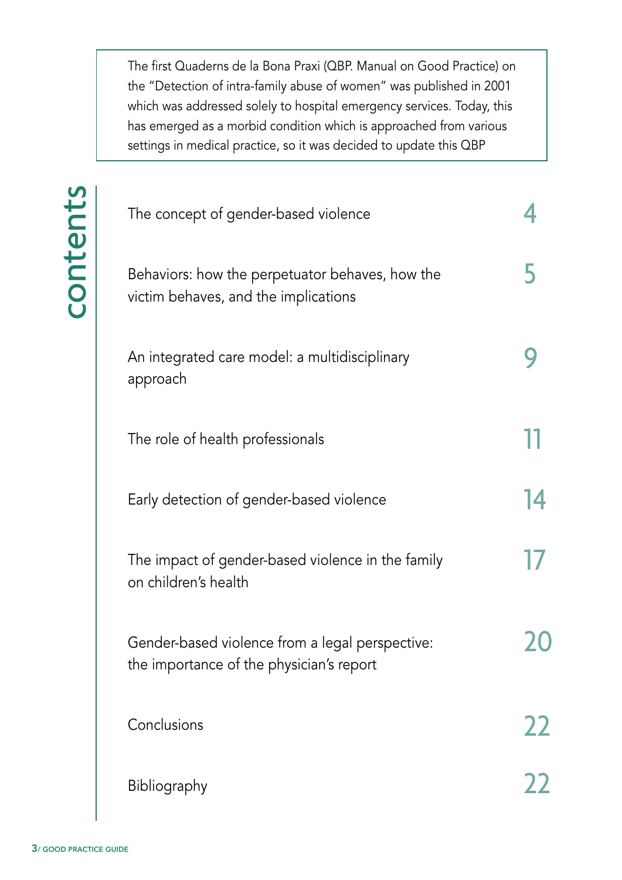The first Quaderns de la Bona Praxi (QBP. Manual on Good Practice) on the "Detection of intra-family abuse of women" was published in 2001 which was addressed solely to hospital emergency services. Today, this has emerged as a morbid condition which is approached from various settings in medical practice, so it was decided to update this QBP

# contents

| | |
|---|---|
| The concept of gender-based violence | 4 |
| Behaviors: how the perpetuator behaves, how the victim behaves, and the implications | 5 |
| An integrated care model: a multidisciplinary approach | 9 |
| The role of health professionals | 11 |
| Early detection of gender-based violence | 14 |
| The impact of gender-based violence in the family on children's health | 17 |
| Gender-based violence from a legal perspective: the importance of the physician's report | 20 |
| Conclusions | 22 |
| Bibliography | 22 |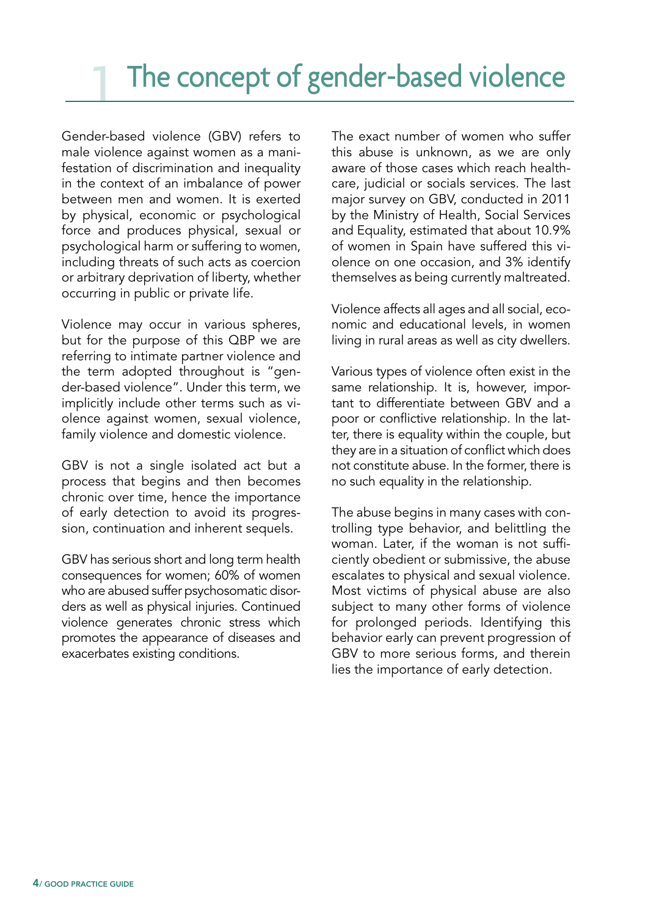# 1 The concept of gender-based violence

Gender-based violence (GBV) refers to male violence against women as a manifestation of discrimination and inequality in the context of an imbalance of power between men and women. It is exerted by physical, economic or psychological force and produces physical, sexual or psychological harm or suffering to women, including threats of such acts as coercion or arbitrary deprivation of liberty, whether occurring in public or private life.

Violence may occur in various spheres, but for the purpose of this QBP we are referring to intimate partner violence and the term adopted throughout is "gender-based violence". Under this term, we implicitly include other terms such as violence against women, sexual violence, family violence and domestic violence.

GBV is not a single isolated act but a process that begins and then becomes chronic over time, hence the importance of early detection to avoid its progression, continuation and inherent sequels.

GBV has serious short and long term health consequences for women; 60% of women who are abused suffer psychosomatic disorders as well as physical injuries. Continued violence generates chronic stress which promotes the appearance of diseases and exacerbates existing conditions.

The exact number of women who suffer this abuse is unknown, as we are only aware of those cases which reach healthcare, judicial or socials services. The last major survey on GBV, conducted in 2011 by the Ministry of Health, Social Services and Equality, estimated that about 10.9% of women in Spain have suffered this violence on one occasion, and 3% identify themselves as being currently maltreated.

Violence affects all ages and all social, economic and educational levels, in women living in rural areas as well as city dwellers.

Various types of violence often exist in the same relationship. It is, however, important to differentiate between GBV and a poor or conflictive relationship. In the latter, there is equality within the couple, but they are in a situation of conflict which does not constitute abuse. In the former, there is no such equality in the relationship.

The abuse begins in many cases with controlling type behavior, and belittling the woman. Later, if the woman is not sufficiently obedient or submissive, the abuse escalates to physical and sexual violence. Most victims of physical abuse are also subject to many other forms of violence for prolonged periods. Identifying this behavior early can prevent progression of GBV to more serious forms, and therein lies the importance of early detection.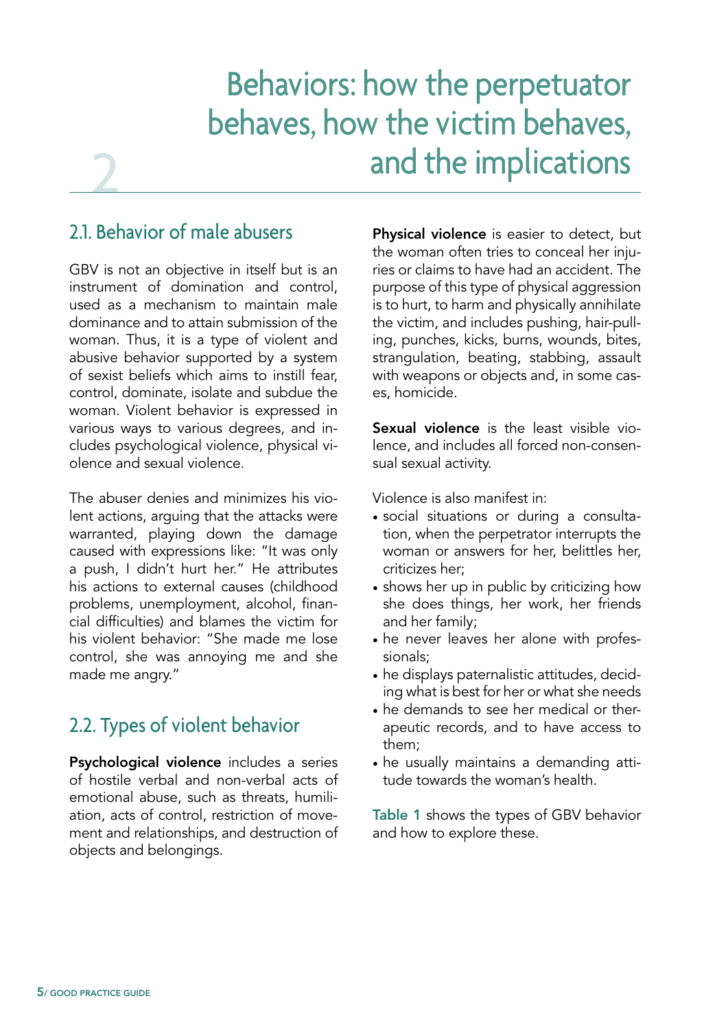# 2 Behaviors: how the perpetuator behaves, how the victim behaves, and the implications

## 2.1. Behavior of male abusers

GBV is not an objective in itself but is an instrument of domination and control, used as a mechanism to maintain male dominance and to attain submission of the woman. Thus, it is a type of violent and abusive behavior supported by a system of sexist beliefs which aims to instill fear, control, dominate, isolate and subdue the woman. Violent behavior is expressed in various ways to various degrees, and includes psychological violence, physical violence and sexual violence.

The abuser denies and minimizes his violent actions, arguing that the attacks were warranted, playing down the damage caused with expressions like: "It was only a push, I didn't hurt her." He attributes his actions to external causes (childhood problems, unemployment, alcohol, financial difficulties) and blames the victim for his violent behavior: "She made me lose control, she was annoying me and she made me angry."

## 2.2. Types of violent behavior

**Psychological violence** includes a series of hostile verbal and non-verbal acts of emotional abuse, such as threats, humiliation, acts of control, restriction of movement and relationships, and destruction of objects and belongings.

**Physical violence** is easier to detect, but the woman often tries to conceal her injuries or claims to have had an accident. The purpose of this type of physical aggression is to hurt, to harm and physically annihilate the victim, and includes pushing, hair-pulling, punches, kicks, burns, wounds, bites, strangulation, beating, stabbing, assault with weapons or objects and, in some cases, homicide.

**Sexual violence** is the least visible violence, and includes all forced non-consensual sexual activity.

Violence is also manifest in:

- social situations or during a consultation, when the perpetrator interrupts the woman or answers for her, belittles her, criticizes her;
- shows her up in public by criticizing how she does things, her work, her friends and her family;
- he never leaves her alone with professionals;
- he displays paternalistic attitudes, deciding what is best for her or what she needs
- he demands to see her medical or therapeutic records, and to have access to them;
- he usually maintains a demanding attitude towards the woman's health.

**Table 1** shows the types of GBV behavior and how to explore these.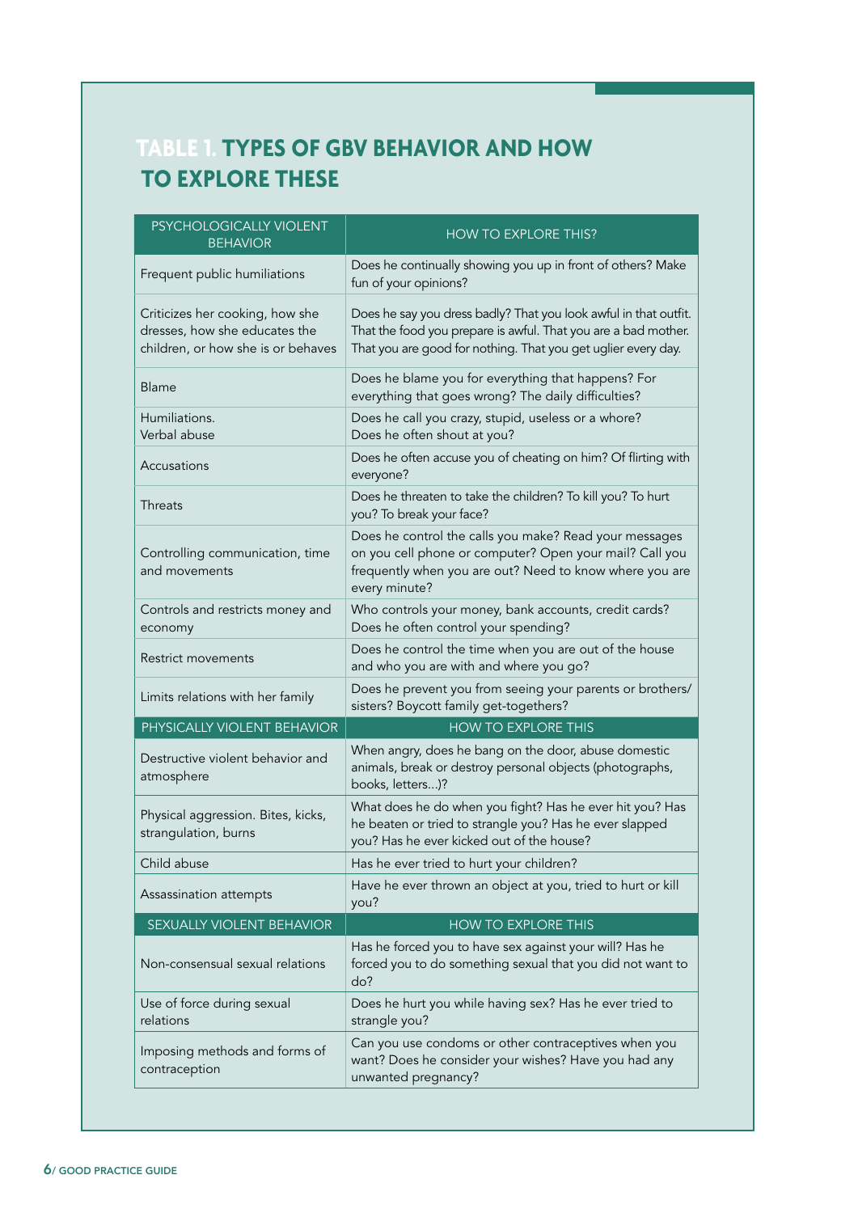## TABLE 1. TYPES OF GBV BEHAVIOR AND HOW TO EXPLORE THESE

| PSYCHOLOGICALLY VIOLENT BEHAVIOR | HOW TO EXPLORE THIS? |
|---|---|
| Frequent public humiliations | Does he continually showing you up in front of others? Make fun of your opinions? |
| Criticizes her cooking, how she dresses, how she educates the children, or how she is or behaves | Does he say you dress badly? That you look awful in that outfit. That the food you prepare is awful. That you are a bad mother. That you are good for nothing. That you get uglier every day. |
| Blame | Does he blame you for everything that happens? For everything that goes wrong? The daily difficulties? |
| Humiliations. Verbal abuse | Does he call you crazy, stupid, useless or a whore? Does he often shout at you? |
| Accusations | Does he often accuse you of cheating on him? Of flirting with everyone? |
| Threats | Does he threaten to take the children? To kill you? To hurt you? To break your face? |
| Controlling communication, time and movements | Does he control the calls you make? Read your messages on you cell phone or computer? Open your mail? Call you frequently when you are out? Need to know where you are every minute? |
| Controls and restricts money and economy | Who controls your money, bank accounts, credit cards? Does he often control your spending? |
| Restrict movements | Does he control the time when you are out of the house and who you are with and where you go? |
| Limits relations with her family | Does he prevent you from seeing your parents or brothers/ sisters? Boycott family get-togethers? |
| **PHYSICALLY VIOLENT BEHAVIOR** | **HOW TO EXPLORE THIS** |
| Destructive violent behavior and atmosphere | When angry, does he bang on the door, abuse domestic animals, break or destroy personal objects (photographs, books, letters…)? |
| Physical aggression. Bites, kicks, strangulation, burns | What does he do when you fight? Has he ever hit you? Has he beaten or tried to strangle you? Has he ever slapped you? Has he ever kicked out of the house? |
| Child abuse | Has he ever tried to hurt your children? |
| Assassination attempts | Have he ever thrown an object at you, tried to hurt or kill you? |
| **SEXUALLY VIOLENT BEHAVIOR** | **HOW TO EXPLORE THIS** |
| Non-consensual sexual relations | Has he forced you to have sex against your will? Has he forced you to do something sexual that you did not want to do? |
| Use of force during sexual relations | Does he hurt you while having sex? Has he ever tried to strangle you? |
| Imposing methods and forms of contraception | Can you use condoms or other contraceptives when you want? Does he consider your wishes? Have you had any unwanted pregnancy? |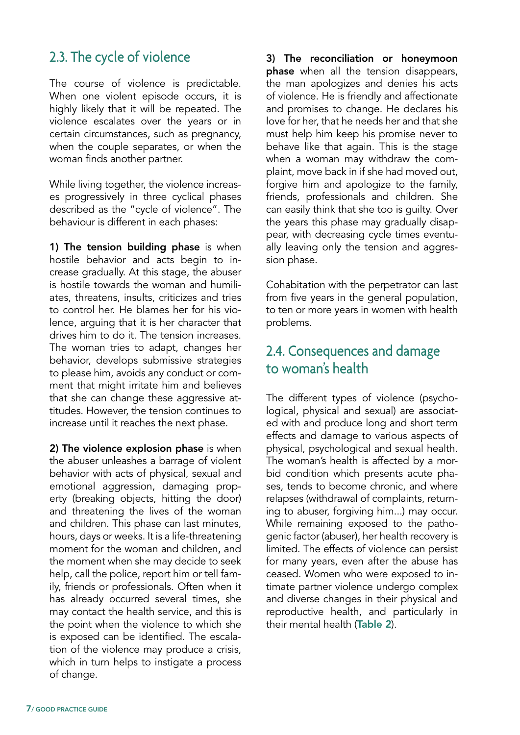## 2.3. The cycle of violence

The course of violence is predictable. When one violent episode occurs, it is highly likely that it will be repeated. The violence escalates over the years or in certain circumstances, such as pregnancy, when the couple separates, or when the woman finds another partner.

While living together, the violence increases progressively in three cyclical phases described as the "cycle of violence". The behaviour is different in each phases:

**1) The tension building phase** is when hostile behavior and acts begin to increase gradually. At this stage, the abuser is hostile towards the woman and humiliates, threatens, insults, criticizes and tries to control her. He blames her for his violence, arguing that it is her character that drives him to do it. The tension increases. The woman tries to adapt, changes her behavior, develops submissive strategies to please him, avoids any conduct or comment that might irritate him and believes that she can change these aggressive attitudes. However, the tension continues to increase until it reaches the next phase.

**2) The violence explosion phase** is when the abuser unleashes a barrage of violent behavior with acts of physical, sexual and emotional aggression, damaging property (breaking objects, hitting the door) and threatening the lives of the woman and children. This phase can last minutes, hours, days or weeks. It is a life-threatening moment for the woman and children, and the moment when she may decide to seek help, call the police, report him or tell family, friends or professionals. Often when it has already occurred several times, she may contact the health service, and this is the point when the violence to which she is exposed can be identified. The escalation of the violence may produce a crisis, which in turn helps to instigate a process of change.

**3) The reconciliation or honeymoon phase** when all the tension disappears, the man apologizes and denies his acts of violence. He is friendly and affectionate and promises to change. He declares his love for her, that he needs her and that she must help him keep his promise never to behave like that again. This is the stage when a woman may withdraw the complaint, move back in if she had moved out, forgive him and apologize to the family, friends, professionals and children. She can easily think that she too is guilty. Over the years this phase may gradually disappear, with decreasing cycle times eventually leaving only the tension and aggression phase.

Cohabitation with the perpetrator can last from five years in the general population, to ten or more years in women with health problems.

## 2.4. Consequences and damage to woman's health

The different types of violence (psychological, physical and sexual) are associated with and produce long and short term effects and damage to various aspects of physical, psychological and sexual health. The woman's health is affected by a morbid condition which presents acute phases, tends to become chronic, and where relapses (withdrawal of complaints, returning to abuser, forgiving him...) may occur. While remaining exposed to the pathogenic factor (abuser), her health recovery is limited. The effects of violence can persist for many years, even after the abuse has ceased. Women who were exposed to intimate partner violence undergo complex and diverse changes in their physical and reproductive health, and particularly in their mental health (**Table 2**).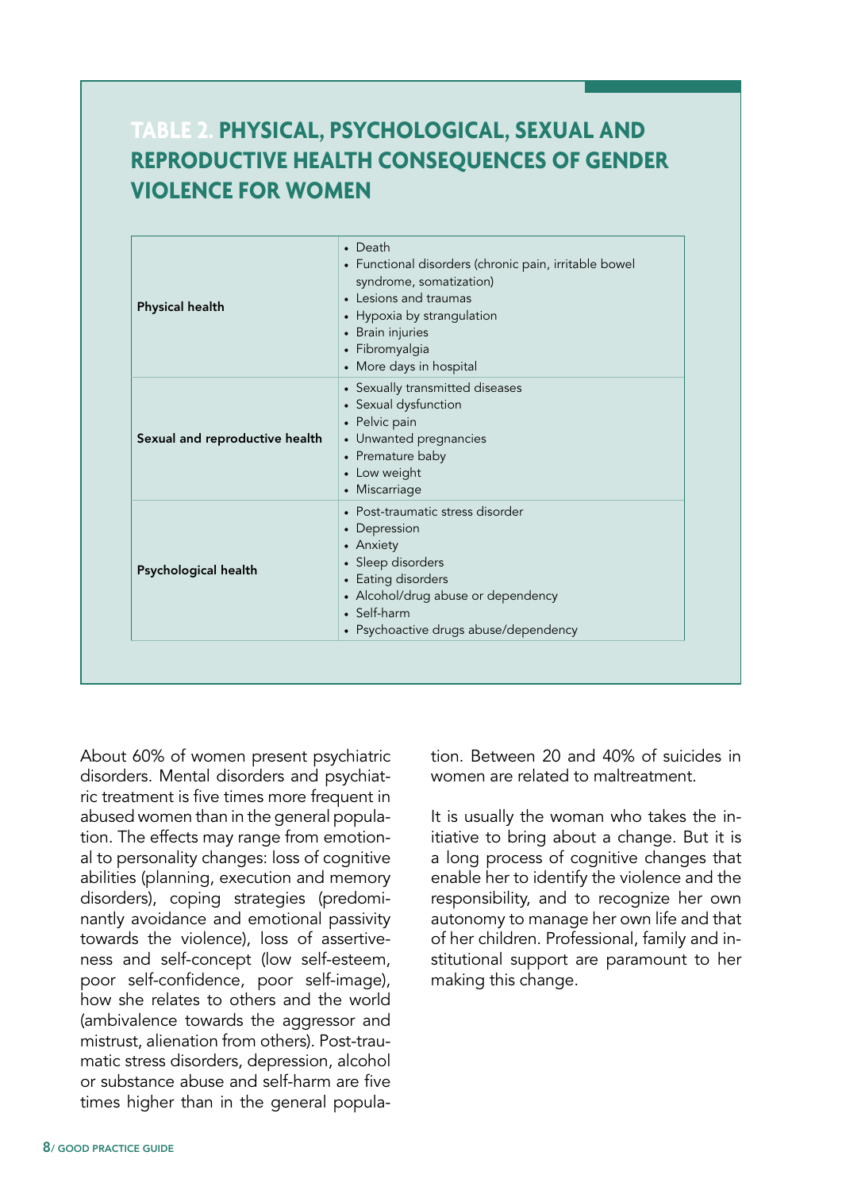## TABLE 2. PHYSICAL, PSYCHOLOGICAL, SEXUAL AND REPRODUCTIVE HEALTH CONSEQUENCES OF GENDER VIOLENCE FOR WOMEN

| | |
|---|---|
| **Physical health** | • Death<br>• Functional disorders (chronic pain, irritable bowel syndrome, somatization)<br>• Lesions and traumas<br>• Hypoxia by strangulation<br>• Brain injuries<br>• Fibromyalgia<br>• More days in hospital |
| **Sexual and reproductive health** | • Sexually transmitted diseases<br>• Sexual dysfunction<br>• Pelvic pain<br>• Unwanted pregnancies<br>• Premature baby<br>• Low weight<br>• Miscarriage |
| **Psychological health** | • Post-traumatic stress disorder<br>• Depression<br>• Anxiety<br>• Sleep disorders<br>• Eating disorders<br>• Alcohol/drug abuse or dependency<br>• Self-harm<br>• Psychoactive drugs abuse/dependency |

About 60% of women present psychiatric disorders. Mental disorders and psychiatric treatment is five times more frequent in abused women than in the general population. The effects may range from emotional to personality changes: loss of cognitive abilities (planning, execution and memory disorders), coping strategies (predominantly avoidance and emotional passivity towards the violence), loss of assertiveness and self-concept (low self-esteem, poor self-confidence, poor self-image), how she relates to others and the world (ambivalence towards the aggressor and mistrust, alienation from others). Post-traumatic stress disorders, depression, alcohol or substance abuse and self-harm are five times higher than in the general population. Between 20 and 40% of suicides in women are related to maltreatment.

It is usually the woman who takes the initiative to bring about a change. But it is a long process of cognitive changes that enable her to identify the violence and the responsibility, and to recognize her own autonomy to manage her own life and that of her children. Professional, family and institutional support are paramount to her making this change.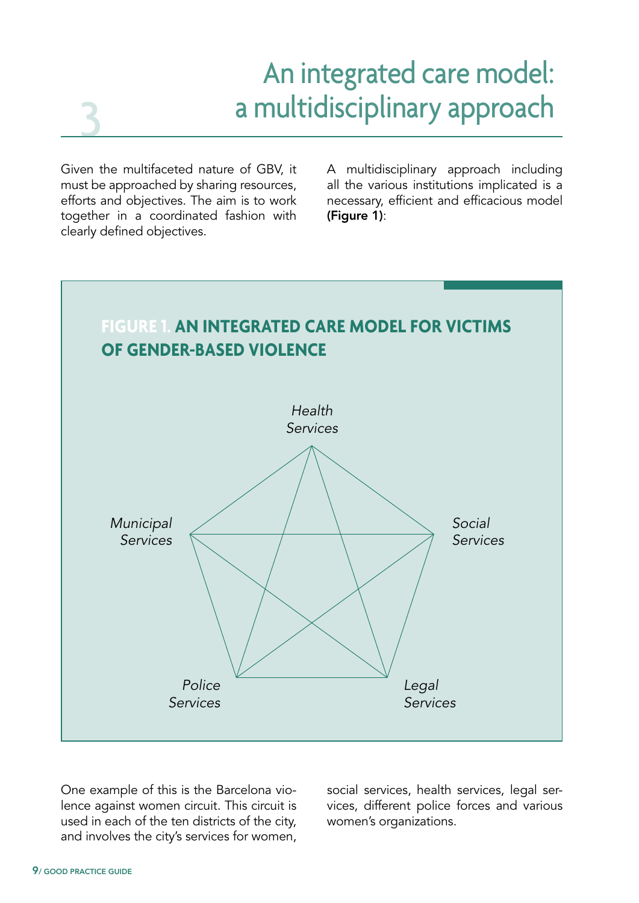# 3 An integrated care model: a multidisciplinary approach

Given the multifaceted nature of GBV, it must be approached by sharing resources, efforts and objectives. The aim is to work together in a coordinated fashion with clearly defined objectives.

A multidisciplinary approach including all the various institutions implicated is a necessary, efficient and efficacious model **(Figure 1)**:

**FIGURE 1. AN INTEGRATED CARE MODEL FOR VICTIMS OF GENDER-BASED VIOLENCE**

*Health Services*

*Municipal Services*

*Social Services*

*Police Services*

*Legal Services*

One example of this is the Barcelona violence against women circuit. This circuit is used in each of the ten districts of the city, and involves the city's services for women, social services, health services, legal services, different police forces and various women's organizations.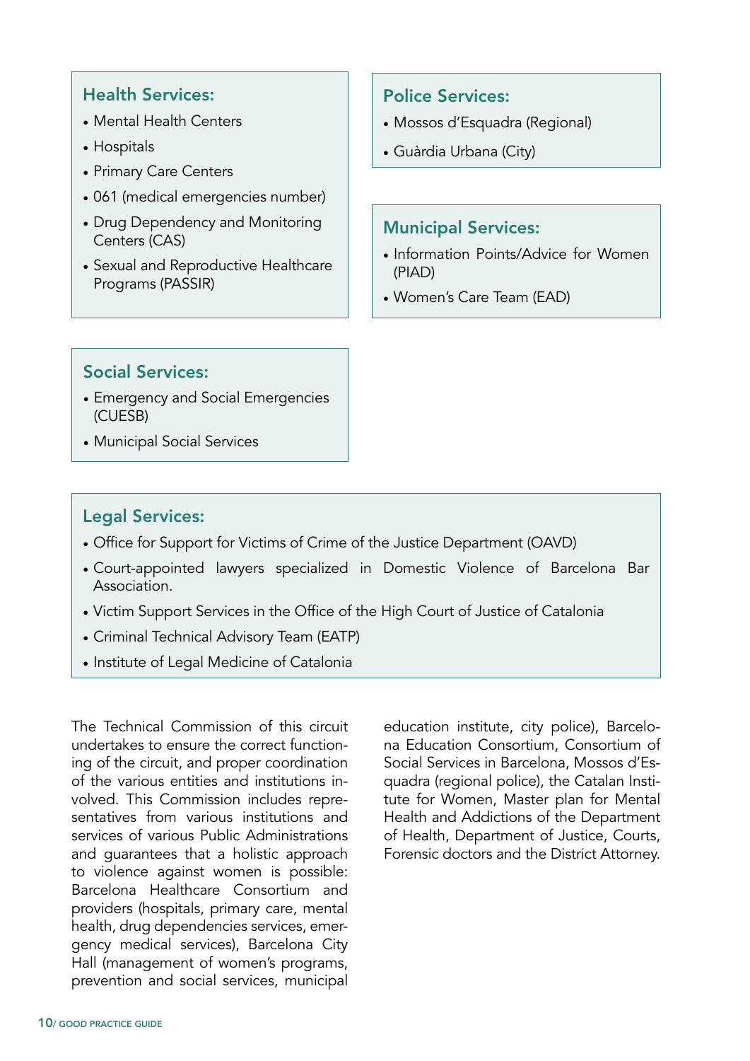### Health Services:

- Mental Health Centers
- Hospitals
- Primary Care Centers
- 061 (medical emergencies number)
- Drug Dependency and Monitoring Centers (CAS)
- Sexual and Reproductive Healthcare Programs (PASSIR)

### Police Services:

- Mossos d'Esquadra (Regional)
- Guàrdia Urbana (City)

### Municipal Services:

- Information Points/Advice for Women (PIAD)
- Women's Care Team (EAD)

### Social Services:

- Emergency and Social Emergencies (CUESB)
- Municipal Social Services

### Legal Services:

- Office for Support for Victims of Crime of the Justice Department (OAVD)
- Court-appointed lawyers specialized in Domestic Violence of Barcelona Bar Association.
- Victim Support Services in the Office of the High Court of Justice of Catalonia
- Criminal Technical Advisory Team (EATP)
- Institute of Legal Medicine of Catalonia

The Technical Commission of this circuit undertakes to ensure the correct functioning of the circuit, and proper coordination of the various entities and institutions involved. This Commission includes representatives from various institutions and services of various Public Administrations and guarantees that a holistic approach to violence against women is possible: Barcelona Healthcare Consortium and providers (hospitals, primary care, mental health, drug dependencies services, emergency medical services), Barcelona City Hall (management of women's programs, prevention and social services, municipal education institute, city police), Barcelona Education Consortium, Consortium of Social Services in Barcelona, Mossos d'Esquadra (regional police), the Catalan Institute for Women, Master plan for Mental Health and Addictions of the Department of Health, Department of Justice, Courts, Forensic doctors and the District Attorney.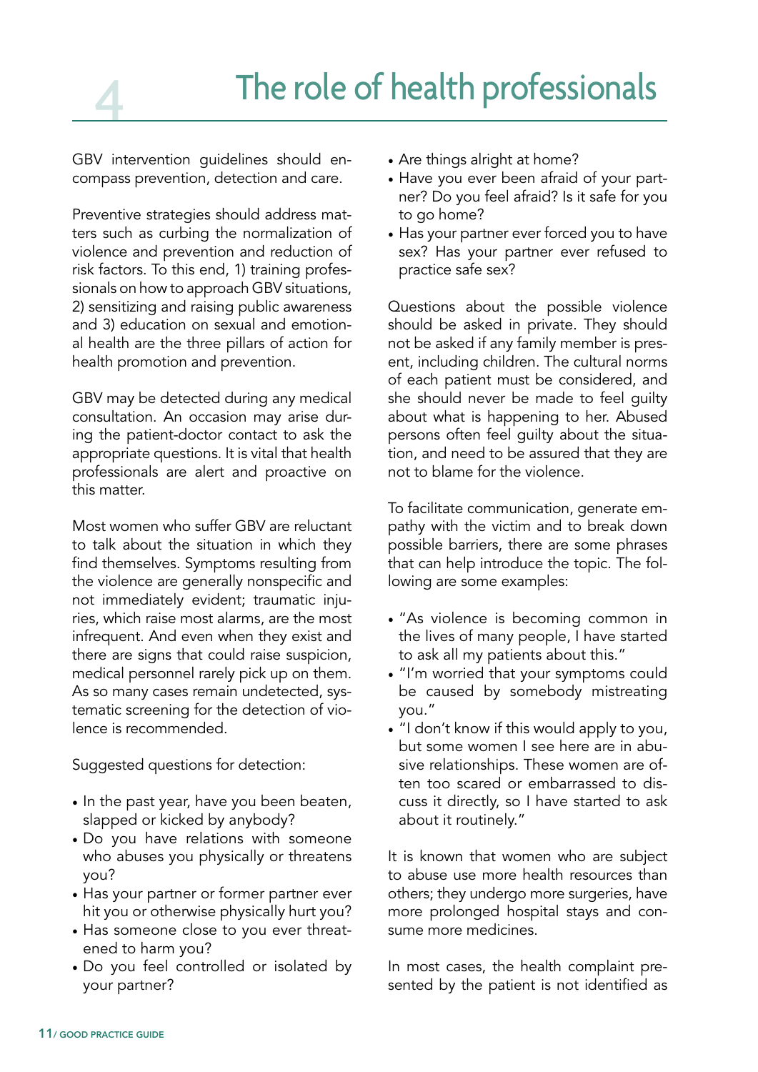# 4 The role of health professionals

GBV intervention guidelines should encompass prevention, detection and care.

Preventive strategies should address matters such as curbing the normalization of violence and prevention and reduction of risk factors. To this end, 1) training professionals on how to approach GBV situations, 2) sensitizing and raising public awareness and 3) education on sexual and emotional health are the three pillars of action for health promotion and prevention.

GBV may be detected during any medical consultation. An occasion may arise during the patient-doctor contact to ask the appropriate questions. It is vital that health professionals are alert and proactive on this matter.

Most women who suffer GBV are reluctant to talk about the situation in which they find themselves. Symptoms resulting from the violence are generally nonspecific and not immediately evident; traumatic injuries, which raise most alarms, are the most infrequent. And even when they exist and there are signs that could raise suspicion, medical personnel rarely pick up on them. As so many cases remain undetected, systematic screening for the detection of violence is recommended.

Suggested questions for detection:

- In the past year, have you been beaten, slapped or kicked by anybody?
- Do you have relations with someone who abuses you physically or threatens you?
- Has your partner or former partner ever hit you or otherwise physically hurt you?
- Has someone close to you ever threatened to harm you?
- Do you feel controlled or isolated by your partner?
- Are things alright at home?
- Have you ever been afraid of your partner? Do you feel afraid? Is it safe for you to go home?
- Has your partner ever forced you to have sex? Has your partner ever refused to practice safe sex?

Questions about the possible violence should be asked in private. They should not be asked if any family member is present, including children. The cultural norms of each patient must be considered, and she should never be made to feel guilty about what is happening to her. Abused persons often feel guilty about the situation, and need to be assured that they are not to blame for the violence.

To facilitate communication, generate empathy with the victim and to break down possible barriers, there are some phrases that can help introduce the topic. The following are some examples:

- "As violence is becoming common in the lives of many people, I have started to ask all my patients about this."
- "I'm worried that your symptoms could be caused by somebody mistreating you."
- "I don't know if this would apply to you, but some women I see here are in abusive relationships. These women are often too scared or embarrassed to discuss it directly, so I have started to ask about it routinely."

It is known that women who are subject to abuse use more health resources than others; they undergo more surgeries, have more prolonged hospital stays and consume more medicines.

In most cases, the health complaint presented by the patient is not identified as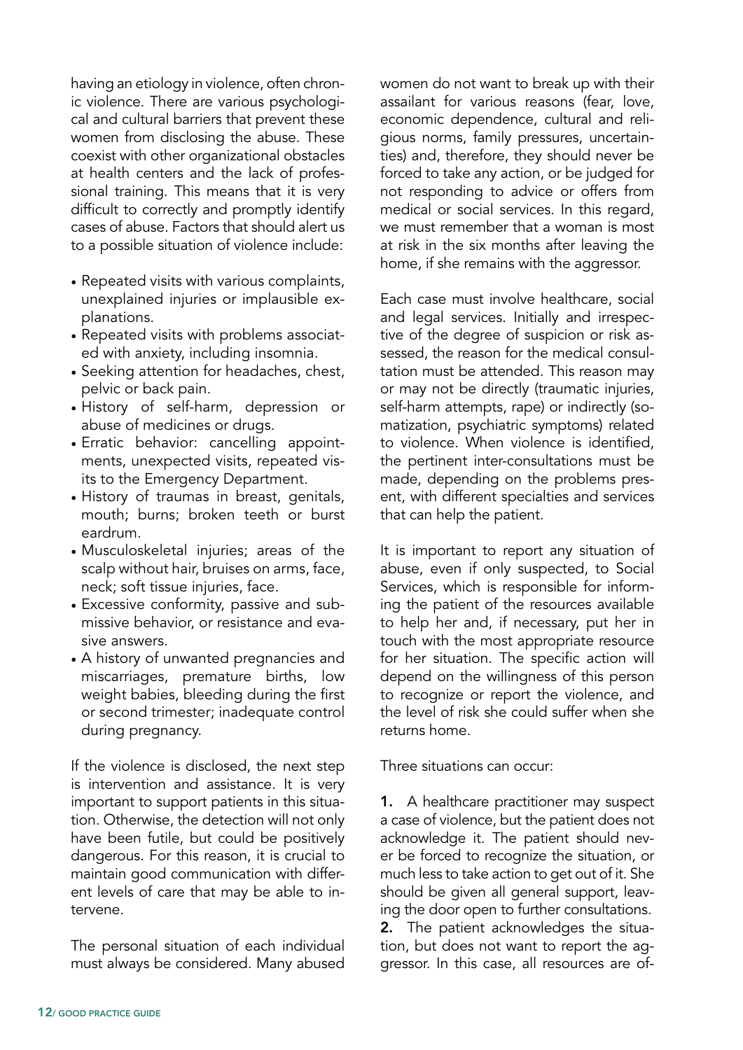having an etiology in violence, often chronic violence. There are various psychological and cultural barriers that prevent these women from disclosing the abuse. These coexist with other organizational obstacles at health centers and the lack of professional training. This means that it is very difficult to correctly and promptly identify cases of abuse. Factors that should alert us to a possible situation of violence include:

- Repeated visits with various complaints, unexplained injuries or implausible explanations.
- Repeated visits with problems associated with anxiety, including insomnia.
- Seeking attention for headaches, chest, pelvic or back pain.
- History of self-harm, depression or abuse of medicines or drugs.
- Erratic behavior: cancelling appointments, unexpected visits, repeated visits to the Emergency Department.
- History of traumas in breast, genitals, mouth; burns; broken teeth or burst eardrum.
- Musculoskeletal injuries; areas of the scalp without hair, bruises on arms, face, neck; soft tissue injuries, face.
- Excessive conformity, passive and submissive behavior, or resistance and evasive answers.
- A history of unwanted pregnancies and miscarriages, premature births, low weight babies, bleeding during the first or second trimester; inadequate control during pregnancy.

If the violence is disclosed, the next step is intervention and assistance. It is very important to support patients in this situation. Otherwise, the detection will not only have been futile, but could be positively dangerous. For this reason, it is crucial to maintain good communication with different levels of care that may be able to intervene.

The personal situation of each individual must always be considered. Many abused women do not want to break up with their assailant for various reasons (fear, love, economic dependence, cultural and religious norms, family pressures, uncertainties) and, therefore, they should never be forced to take any action, or be judged for not responding to advice or offers from medical or social services. In this regard, we must remember that a woman is most at risk in the six months after leaving the home, if she remains with the aggressor.

Each case must involve healthcare, social and legal services. Initially and irrespective of the degree of suspicion or risk assessed, the reason for the medical consultation must be attended. This reason may or may not be directly (traumatic injuries, self-harm attempts, rape) or indirectly (somatization, psychiatric symptoms) related to violence. When violence is identified, the pertinent inter-consultations must be made, depending on the problems present, with different specialties and services that can help the patient.

It is important to report any situation of abuse, even if only suspected, to Social Services, which is responsible for informing the patient of the resources available to help her and, if necessary, put her in touch with the most appropriate resource for her situation. The specific action will depend on the willingness of this person to recognize or report the violence, and the level of risk she could suffer when she returns home.

Three situations can occur:

**1.** A healthcare practitioner may suspect a case of violence, but the patient does not acknowledge it. The patient should never be forced to recognize the situation, or much less to take action to get out of it. She should be given all general support, leaving the door open to further consultations.

**2.** The patient acknowledges the situation, but does not want to report the aggressor. In this case, all resources are of-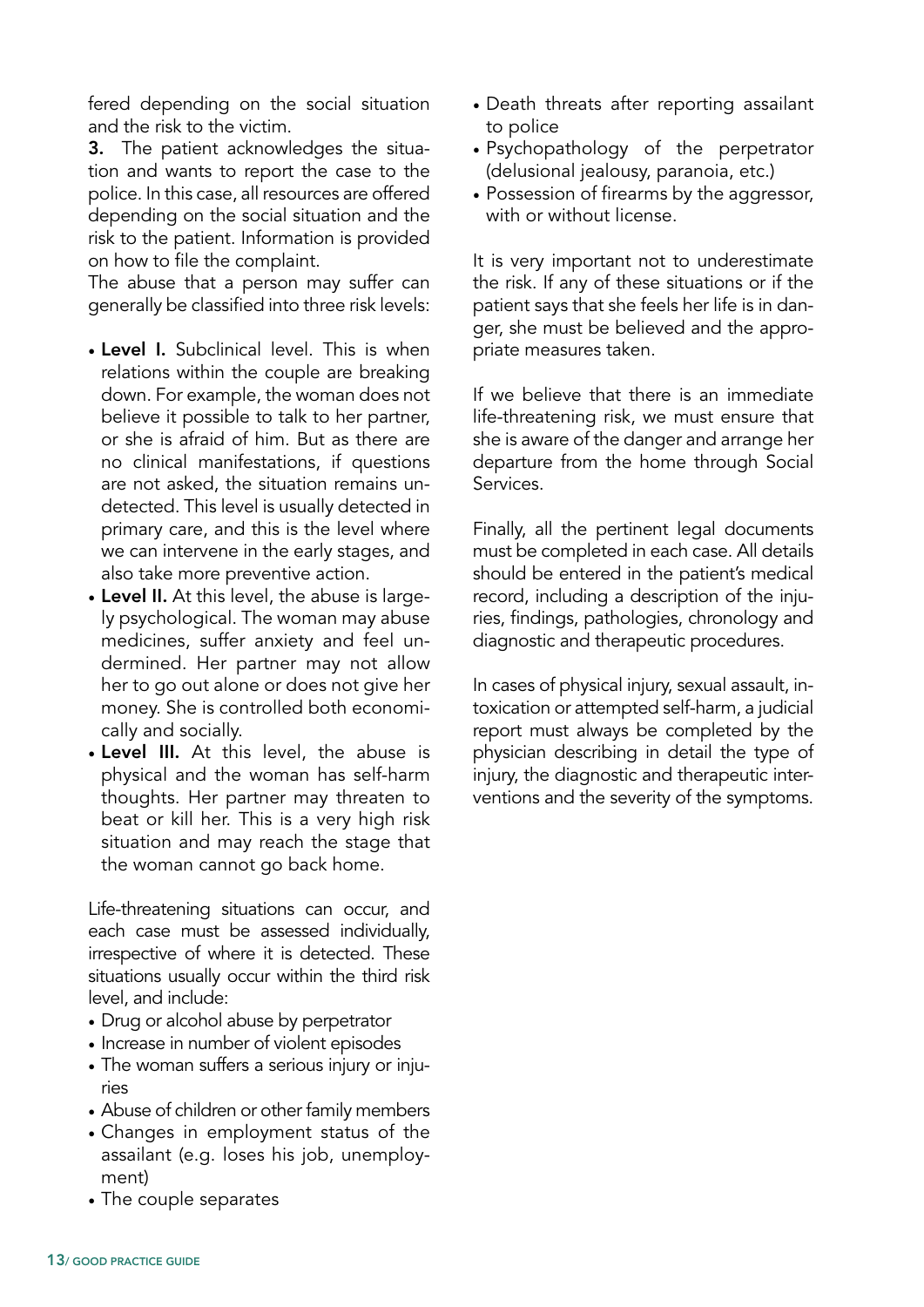fered depending on the social situation and the risk to the victim.

**3.** The patient acknowledges the situation and wants to report the case to the police. In this case, all resources are offered depending on the social situation and the risk to the patient. Information is provided on how to file the complaint.

The abuse that a person may suffer can generally be classified into three risk levels:

- **Level I.** Subclinical level. This is when relations within the couple are breaking down. For example, the woman does not believe it possible to talk to her partner, or she is afraid of him. But as there are no clinical manifestations, if questions are not asked, the situation remains undetected. This level is usually detected in primary care, and this is the level where we can intervene in the early stages, and also take more preventive action.
- **Level II.** At this level, the abuse is largely psychological. The woman may abuse medicines, suffer anxiety and feel undermined. Her partner may not allow her to go out alone or does not give her money. She is controlled both economically and socially.
- **Level III.** At this level, the abuse is physical and the woman has self-harm thoughts. Her partner may threaten to beat or kill her. This is a very high risk situation and may reach the stage that the woman cannot go back home.

Life-threatening situations can occur, and each case must be assessed individually, irrespective of where it is detected. These situations usually occur within the third risk level, and include:

- Drug or alcohol abuse by perpetrator
- Increase in number of violent episodes
- The woman suffers a serious injury or injuries
- Abuse of children or other family members
- Changes in employment status of the assailant (e.g. loses his job, unemployment)
- The couple separates
- Death threats after reporting assailant to police
- Psychopathology of the perpetrator (delusional jealousy, paranoia, etc.)
- Possession of firearms by the aggressor, with or without license.

It is very important not to underestimate the risk. If any of these situations or if the patient says that she feels her life is in danger, she must be believed and the appropriate measures taken.

If we believe that there is an immediate life-threatening risk, we must ensure that she is aware of the danger and arrange her departure from the home through Social Services.

Finally, all the pertinent legal documents must be completed in each case. All details should be entered in the patient's medical record, including a description of the injuries, findings, pathologies, chronology and diagnostic and therapeutic procedures.

In cases of physical injury, sexual assault, intoxication or attempted self-harm, a judicial report must always be completed by the physician describing in detail the type of injury, the diagnostic and therapeutic interventions and the severity of the symptoms.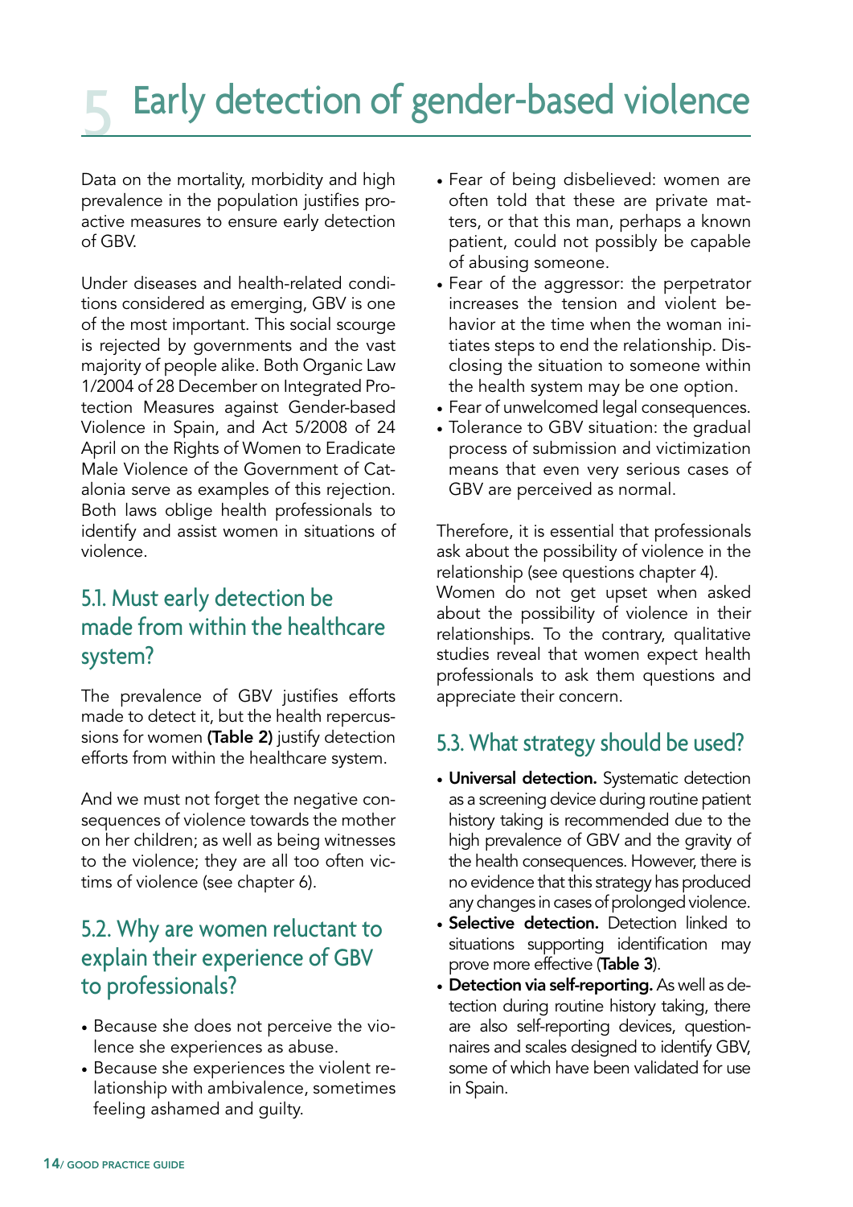# 5 Early detection of gender-based violence

Data on the mortality, morbidity and high prevalence in the population justifies proactive measures to ensure early detection of GBV.

Under diseases and health-related conditions considered as emerging, GBV is one of the most important. This social scourge is rejected by governments and the vast majority of people alike. Both Organic Law 1/2004 of 28 December on Integrated Protection Measures against Gender-based Violence in Spain, and Act 5/2008 of 24 April on the Rights of Women to Eradicate Male Violence of the Government of Catalonia serve as examples of this rejection. Both laws oblige health professionals to identify and assist women in situations of violence.

## 5.1. Must early detection be made from within the healthcare system?

The prevalence of GBV justifies efforts made to detect it, but the health repercussions for women **(Table 2)** justify detection efforts from within the healthcare system.

And we must not forget the negative consequences of violence towards the mother on her children; as well as being witnesses to the violence; they are all too often victims of violence (see chapter 6).

## 5.2. Why are women reluctant to explain their experience of GBV to professionals?

- Because she does not perceive the violence she experiences as abuse.
- Because she experiences the violent relationship with ambivalence, sometimes feeling ashamed and guilty.
- Fear of being disbelieved: women are often told that these are private matters, or that this man, perhaps a known patient, could not possibly be capable of abusing someone.
- Fear of the aggressor: the perpetrator increases the tension and violent behavior at the time when the woman initiates steps to end the relationship. Disclosing the situation to someone within the health system may be one option.
- Fear of unwelcomed legal consequences.
- Tolerance to GBV situation: the gradual process of submission and victimization means that even very serious cases of GBV are perceived as normal.

Therefore, it is essential that professionals ask about the possibility of violence in the relationship (see questions chapter 4).
Women do not get upset when asked about the possibility of violence in their relationships. To the contrary, qualitative studies reveal that women expect health professionals to ask them questions and appreciate their concern.

## 5.3. What strategy should be used?

- **Universal detection.** Systematic detection as a screening device during routine patient history taking is recommended due to the high prevalence of GBV and the gravity of the health consequences. However, there is no evidence that this strategy has produced any changes in cases of prolonged violence.
- **Selective detection.** Detection linked to situations supporting identification may prove more effective (**Table 3**).
- **Detection via self-reporting.** As well as detection during routine history taking, there are also self-reporting devices, questionnaires and scales designed to identify GBV, some of which have been validated for use in Spain.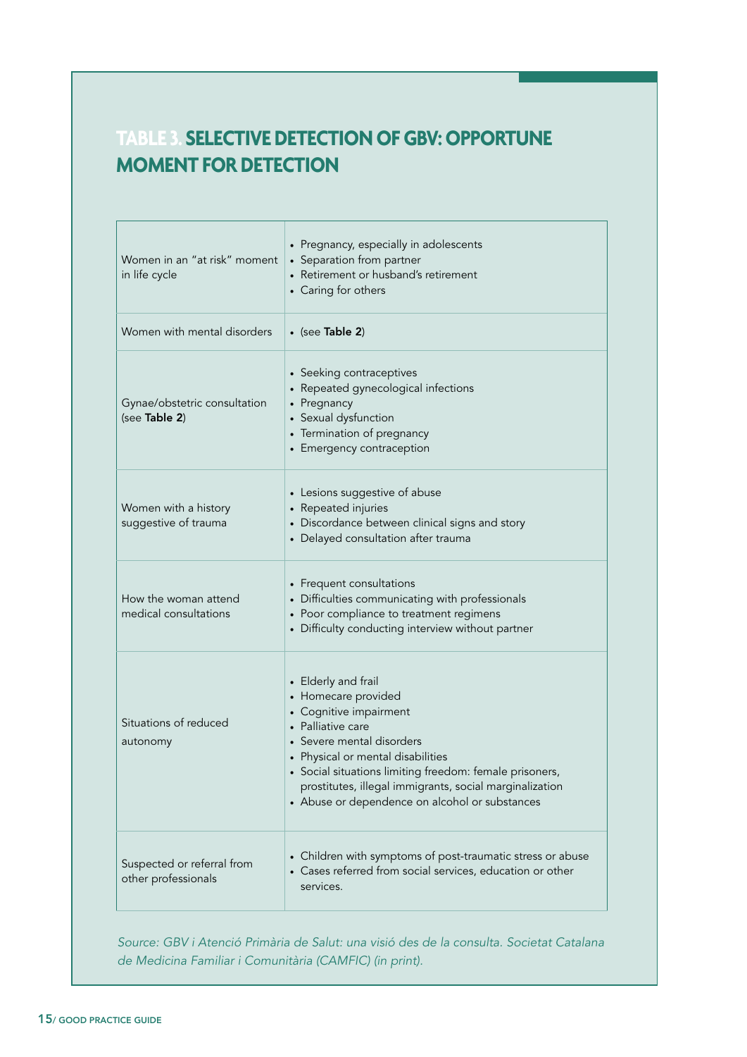## TABLE 3. SELECTIVE DETECTION OF GBV: OPPORTUNE MOMENT FOR DETECTION

| | |
|---|---|
| Women in an "at risk" moment in life cycle | • Pregnancy, especially in adolescents<br>• Separation from partner<br>• Retirement or husband's retirement<br>• Caring for others |
| Women with mental disorders | • (see **Table 2**) |
| Gynae/obstetric consultation (see **Table 2**) | • Seeking contraceptives<br>• Repeated gynecological infections<br>• Pregnancy<br>• Sexual dysfunction<br>• Termination of pregnancy<br>• Emergency contraception |
| Women with a history suggestive of trauma | • Lesions suggestive of abuse<br>• Repeated injuries<br>• Discordance between clinical signs and story<br>• Delayed consultation after trauma |
| How the woman attend medical consultations | • Frequent consultations<br>• Difficulties communicating with professionals<br>• Poor compliance to treatment regimens<br>• Difficulty conducting interview without partner |
| Situations of reduced autonomy | • Elderly and frail<br>• Homecare provided<br>• Cognitive impairment<br>• Palliative care<br>• Severe mental disorders<br>• Physical or mental disabilities<br>• Social situations limiting freedom: female prisoners, prostitutes, illegal immigrants, social marginalization<br>• Abuse or dependence on alcohol or substances |
| Suspected or referral from other professionals | • Children with symptoms of post-traumatic stress or abuse<br>• Cases referred from social services, education or other services. |

*Source: GBV i Atenció Primària de Salut: una visió des de la consulta. Societat Catalana de Medicina Familiar i Comunitària (CAMFIC) (in print).*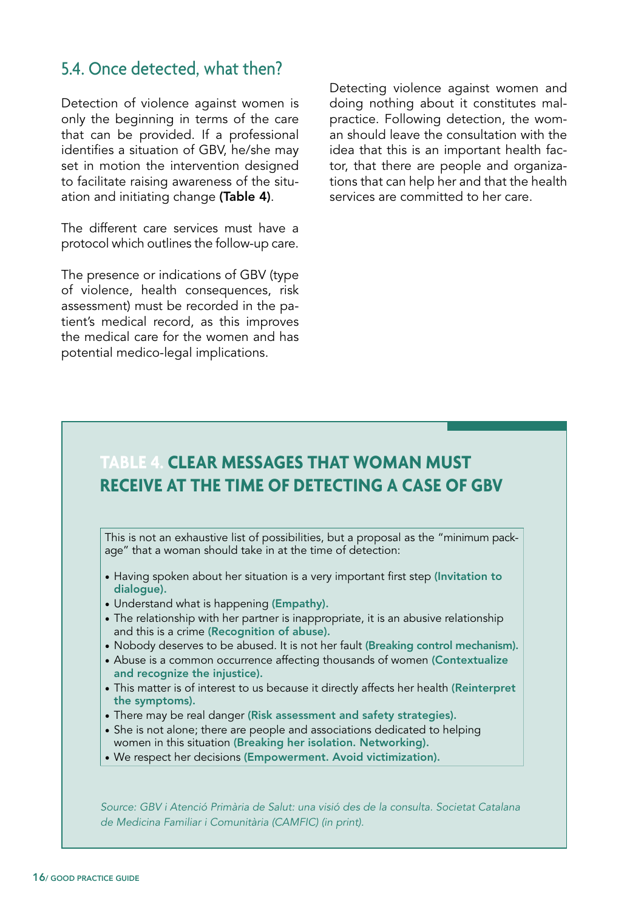## 5.4. Once detected, what then?

Detection of violence against women is only the beginning in terms of the care that can be provided. If a professional identifies a situation of GBV, he/she may set in motion the intervention designed to facilitate raising awareness of the situation and initiating change **(Table 4)**.

The different care services must have a protocol which outlines the follow-up care.

The presence or indications of GBV (type of violence, health consequences, risk assessment) must be recorded in the patient's medical record, as this improves the medical care for the women and has potential medico-legal implications.

Detecting violence against women and doing nothing about it constitutes malpractice. Following detection, the woman should leave the consultation with the idea that this is an important health factor, that there are people and organizations that can help her and that the health services are committed to her care.

### TABLE 4. CLEAR MESSAGES THAT WOMAN MUST RECEIVE AT THE TIME OF DETECTING A CASE OF GBV

This is not an exhaustive list of possibilities, but a proposal as the "minimum package" that a woman should take in at the time of detection:

- Having spoken about her situation is a very important first step **(Invitation to dialogue).**
- Understand what is happening **(Empathy).**
- The relationship with her partner is inappropriate, it is an abusive relationship and this is a crime **(Recognition of abuse).**
- Nobody deserves to be abused. It is not her fault **(Breaking control mechanism).**
- Abuse is a common occurrence affecting thousands of women **(Contextualize and recognize the injustice).**
- This matter is of interest to us because it directly affects her health **(Reinterpret the symptoms).**
- There may be real danger **(Risk assessment and safety strategies).**
- She is not alone; there are people and associations dedicated to helping women in this situation **(Breaking her isolation. Networking).**
- We respect her decisions **(Empowerment. Avoid victimization).**

*Source: GBV i Atenció Primària de Salut: una visió des de la consulta. Societat Catalana de Medicina Familiar i Comunitària (CAMFIC) (in print).*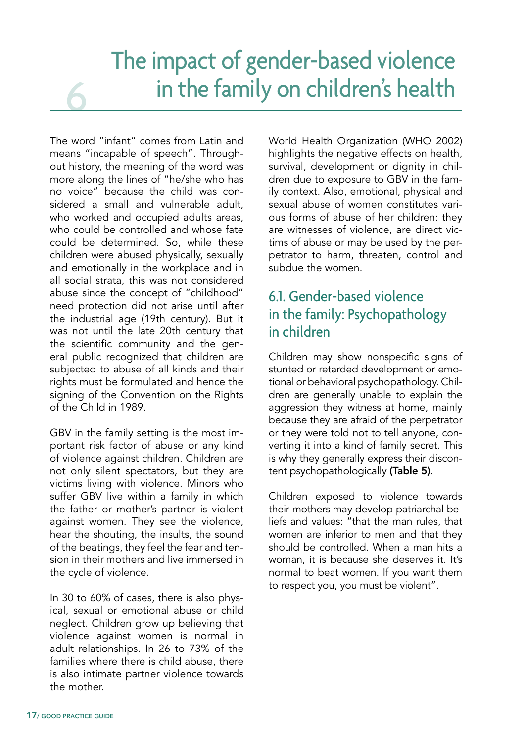# 6 The impact of gender-based violence in the family on children's health

The word "infant" comes from Latin and means "incapable of speech". Throughout history, the meaning of the word was more along the lines of "he/she who has no voice" because the child was considered a small and vulnerable adult, who worked and occupied adults areas, who could be controlled and whose fate could be determined. So, while these children were abused physically, sexually and emotionally in the workplace and in all social strata, this was not considered abuse since the concept of "childhood" need protection did not arise until after the industrial age (19th century). But it was not until the late 20th century that the scientific community and the general public recognized that children are subjected to abuse of all kinds and their rights must be formulated and hence the signing of the Convention on the Rights of the Child in 1989.

GBV in the family setting is the most important risk factor of abuse or any kind of violence against children. Children are not only silent spectators, but they are victims living with violence. Minors who suffer GBV live within a family in which the father or mother's partner is violent against women. They see the violence, hear the shouting, the insults, the sound of the beatings, they feel the fear and tension in their mothers and live immersed in the cycle of violence.

In 30 to 60% of cases, there is also physical, sexual or emotional abuse or child neglect. Children grow up believing that violence against women is normal in adult relationships. In 26 to 73% of the families where there is child abuse, there is also intimate partner violence towards the mother.

World Health Organization (WHO 2002) highlights the negative effects on health, survival, development or dignity in children due to exposure to GBV in the family context. Also, emotional, physical and sexual abuse of women constitutes various forms of abuse of her children: they are witnesses of violence, are direct victims of abuse or may be used by the perpetrator to harm, threaten, control and subdue the women.

## 6.1. Gender-based violence in the family: Psychopathology in children

Children may show nonspecific signs of stunted or retarded development or emotional or behavioral psychopathology. Children are generally unable to explain the aggression they witness at home, mainly because they are afraid of the perpetrator or they were told not to tell anyone, converting it into a kind of family secret. This is why they generally express their discontent psychopathologically **(Table 5)**.

Children exposed to violence towards their mothers may develop patriarchal beliefs and values: "that the man rules, that women are inferior to men and that they should be controlled. When a man hits a woman, it is because she deserves it. It's normal to beat women. If you want them to respect you, you must be violent".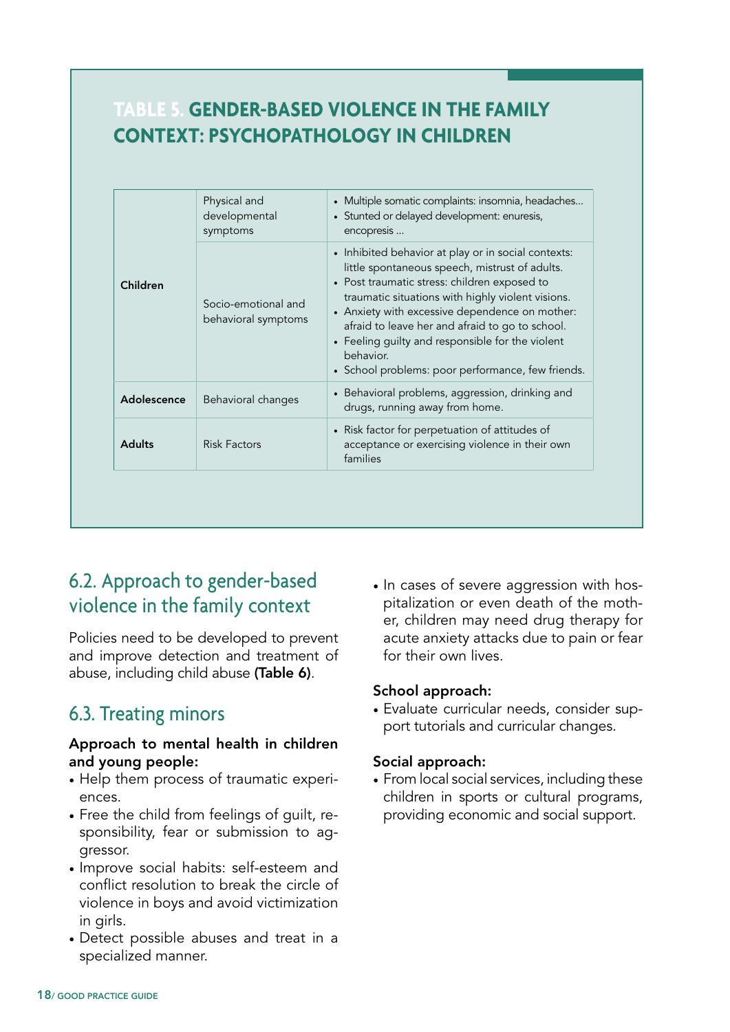## TABLE 5. GENDER-BASED VIOLENCE IN THE FAMILY CONTEXT: PSYCHOPATHOLOGY IN CHILDREN

| | | |
|---|---|---|
| **Children** | Physical and developmental symptoms | • Multiple somatic complaints: insomnia, headaches… <br> • Stunted or delayed development: enuresis, encopresis … |
| | Socio-emotional and behavioral symptoms | • Inhibited behavior at play or in social contexts: little spontaneous speech, mistrust of adults. <br> • Post traumatic stress: children exposed to traumatic situations with highly violent visions. <br> • Anxiety with excessive dependence on mother: afraid to leave her and afraid to go to school. <br> • Feeling guilty and responsible for the violent behavior. <br> • School problems: poor performance, few friends. |
| **Adolescence** | Behavioral changes | • Behavioral problems, aggression, drinking and drugs, running away from home. |
| **Adults** | Risk Factors | • Risk factor for perpetuation of attitudes of acceptance or exercising violence in their own families |

## 6.2. Approach to gender-based violence in the family context

Policies need to be developed to prevent and improve detection and treatment of abuse, including child abuse **(Table 6)**.

## 6.3. Treating minors

**Approach to mental health in children and young people:**

- Help them process of traumatic experiences.
- Free the child from feelings of guilt, responsibility, fear or submission to aggressor.
- Improve social habits: self-esteem and conflict resolution to break the circle of violence in boys and avoid victimization in girls.
- Detect possible abuses and treat in a specialized manner.
- In cases of severe aggression with hospitalization or even death of the mother, children may need drug therapy for acute anxiety attacks due to pain or fear for their own lives.

**School approach:**

- Evaluate curricular needs, consider support tutorials and curricular changes.

**Social approach:**

- From local social services, including these children in sports or cultural programs, providing economic and social support.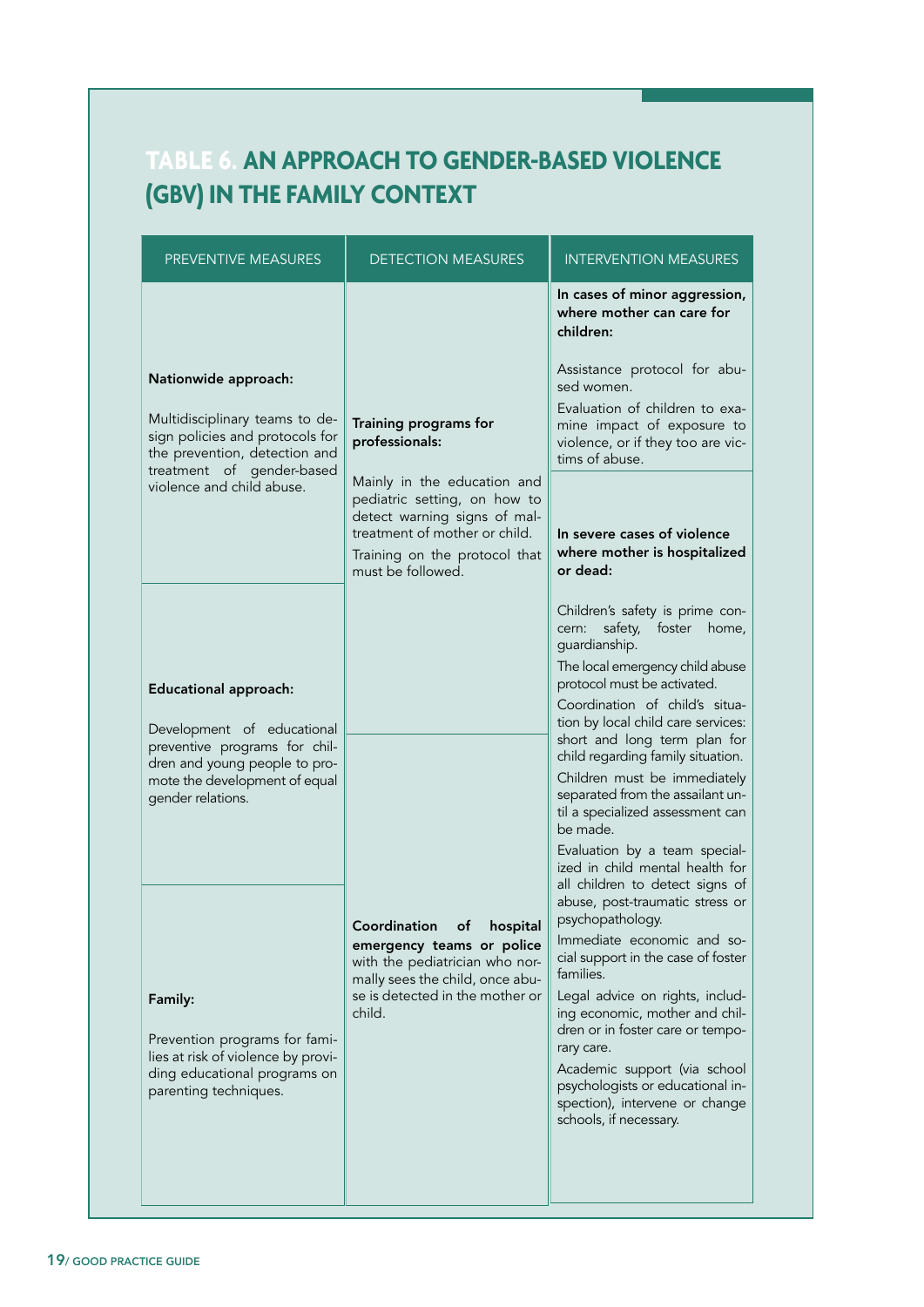## TABLE 6. AN APPROACH TO GENDER-BASED VIOLENCE (GBV) IN THE FAMILY CONTEXT

| PREVENTIVE MEASURES | DETECTION MEASURES | INTERVENTION MEASURES |
|---|---|---|
| **Nationwide approach:**<br><br>Multidisciplinary teams to design policies and protocols for the prevention, detection and treatment of gender-based violence and child abuse. | **Training programs for professionals:**<br><br>Mainly in the education and pediatric setting, on how to detect warning signs of maltreatment of mother or child.<br><br>Training on the protocol that must be followed. | **In cases of minor aggression, where mother can care for children:**<br><br>Assistance protocol for abused women.<br><br>Evaluation of children to examine impact of exposure to violence, or if they too are victims of abuse. |
| **Educational approach:**<br><br>Development of educational preventive programs for children and young people to promote the development of equal gender relations. | | **In severe cases of violence where mother is hospitalized or dead:**<br><br>Children's safety is prime concern: safety, foster home, guardianship.<br><br>The local emergency child abuse protocol must be activated.<br><br>Coordination of child's situation by local child care services: short and long term plan for child regarding family situation.<br><br>Children must be immediately separated from the assailant until a specialized assessment can be made.<br><br>Evaluation by a team specialized in child mental health for all children to detect signs of abuse, post-traumatic stress or psychopathology.<br><br>Immediate economic and social support in the case of foster families.<br><br>Legal advice on rights, including economic, mother and children or in foster care or temporary care.<br><br>Academic support (via school psychologists or educational inspection), intervene or change schools, if necessary. |
| **Family:**<br><br>Prevention programs for families at risk of violence by providing educational programs on parenting techniques. | **Coordination of hospital emergency teams or police** with the pediatrician who normally sees the child, once abuse is detected in the mother or child. | |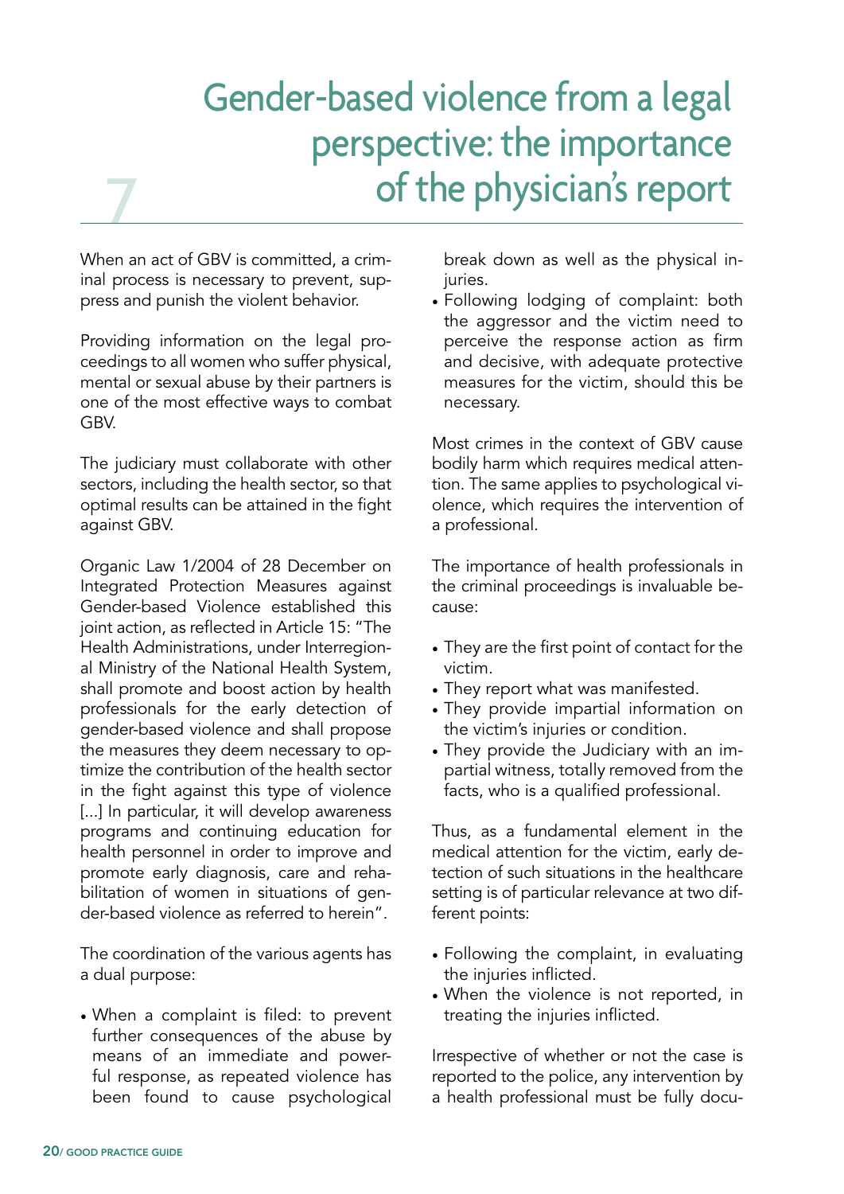# 7 Gender-based violence from a legal perspective: the importance of the physician's report

When an act of GBV is committed, a criminal process is necessary to prevent, suppress and punish the violent behavior.

Providing information on the legal proceedings to all women who suffer physical, mental or sexual abuse by their partners is one of the most effective ways to combat GBV.

The judiciary must collaborate with other sectors, including the health sector, so that optimal results can be attained in the fight against GBV.

Organic Law 1/2004 of 28 December on Integrated Protection Measures against Gender-based Violence established this joint action, as reflected in Article 15: "The Health Administrations, under Interregional Ministry of the National Health System, shall promote and boost action by health professionals for the early detection of gender-based violence and shall propose the measures they deem necessary to optimize the contribution of the health sector in the fight against this type of violence [...] In particular, it will develop awareness programs and continuing education for health personnel in order to improve and promote early diagnosis, care and rehabilitation of women in situations of gender-based violence as referred to herein".

The coordination of the various agents has a dual purpose:

- When a complaint is filed: to prevent further consequences of the abuse by means of an immediate and powerful response, as repeated violence has been found to cause psychological break down as well as the physical injuries.
- Following lodging of complaint: both the aggressor and the victim need to perceive the response action as firm and decisive, with adequate protective measures for the victim, should this be necessary.

Most crimes in the context of GBV cause bodily harm which requires medical attention. The same applies to psychological violence, which requires the intervention of a professional.

The importance of health professionals in the criminal proceedings is invaluable because:

- They are the first point of contact for the victim.
- They report what was manifested.
- They provide impartial information on the victim's injuries or condition.
- They provide the Judiciary with an impartial witness, totally removed from the facts, who is a qualified professional.

Thus, as a fundamental element in the medical attention for the victim, early detection of such situations in the healthcare setting is of particular relevance at two different points:

- Following the complaint, in evaluating the injuries inflicted.
- When the violence is not reported, in treating the injuries inflicted.

Irrespective of whether or not the case is reported to the police, any intervention by a health professional must be fully docu-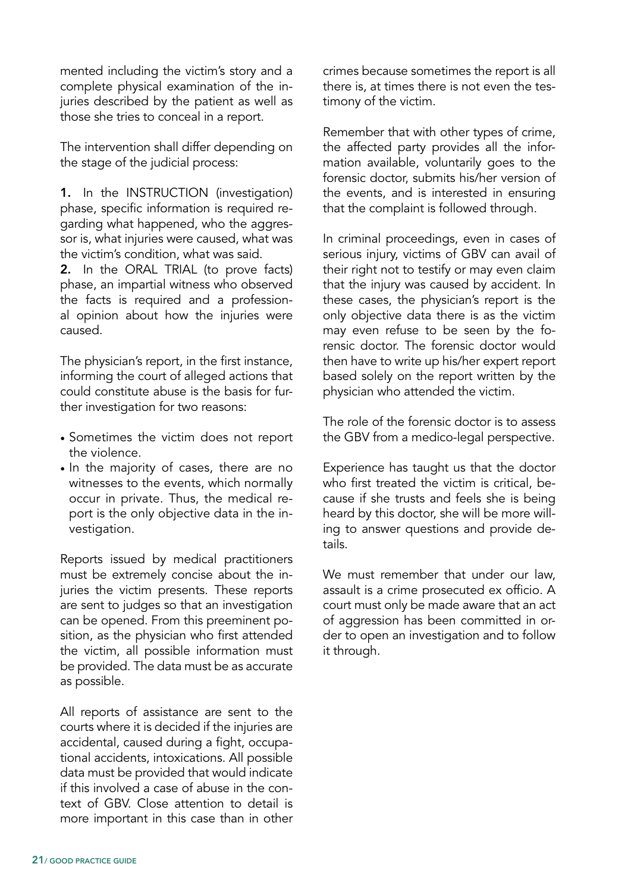mented including the victim's story and a complete physical examination of the injuries described by the patient as well as those she tries to conceal in a report.

The intervention shall differ depending on the stage of the judicial process:

**1.** In the INSTRUCTION (investigation) phase, specific information is required regarding what happened, who the aggressor is, what injuries were caused, what was the victim's condition, what was said.
**2.** In the ORAL TRIAL (to prove facts) phase, an impartial witness who observed the facts is required and a professional opinion about how the injuries were caused.

The physician's report, in the first instance, informing the court of alleged actions that could constitute abuse is the basis for further investigation for two reasons:

- Sometimes the victim does not report the violence.
- In the majority of cases, there are no witnesses to the events, which normally occur in private. Thus, the medical report is the only objective data in the investigation.

Reports issued by medical practitioners must be extremely concise about the injuries the victim presents. These reports are sent to judges so that an investigation can be opened. From this preeminent position, as the physician who first attended the victim, all possible information must be provided. The data must be as accurate as possible.

All reports of assistance are sent to the courts where it is decided if the injuries are accidental, caused during a fight, occupational accidents, intoxications. All possible data must be provided that would indicate if this involved a case of abuse in the context of GBV. Close attention to detail is more important in this case than in other crimes because sometimes the report is all there is, at times there is not even the testimony of the victim.

Remember that with other types of crime, the affected party provides all the information available, voluntarily goes to the forensic doctor, submits his/her version of the events, and is interested in ensuring that the complaint is followed through.

In criminal proceedings, even in cases of serious injury, victims of GBV can avail of their right not to testify or may even claim that the injury was caused by accident. In these cases, the physician's report is the only objective data there is as the victim may even refuse to be seen by the forensic doctor. The forensic doctor would then have to write up his/her expert report based solely on the report written by the physician who attended the victim.

The role of the forensic doctor is to assess the GBV from a medico-legal perspective.

Experience has taught us that the doctor who first treated the victim is critical, because if she trusts and feels she is being heard by this doctor, she will be more willing to answer questions and provide details.

We must remember that under our law, assault is a crime prosecuted ex officio. A court must only be made aware that an act of aggression has been committed in order to open an investigation and to follow it through.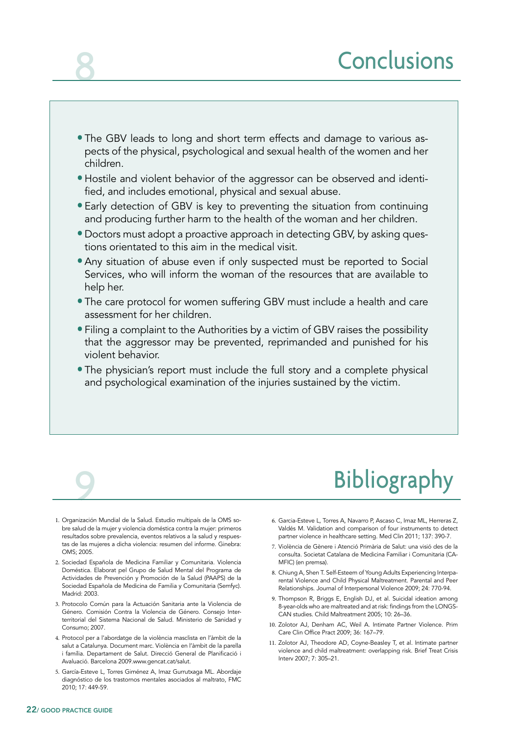# 8 Conclusions

- The GBV leads to long and short term effects and damage to various aspects of the physical, psychological and sexual health of the women and her children.
- Hostile and violent behavior of the aggressor can be observed and identified, and includes emotional, physical and sexual abuse.
- Early detection of GBV is key to preventing the situation from continuing and producing further harm to the health of the woman and her children.
- Doctors must adopt a proactive approach in detecting GBV, by asking questions orientated to this aim in the medical visit.
- Any situation of abuse even if only suspected must be reported to Social Services, who will inform the woman of the resources that are available to help her.
- The care protocol for women suffering GBV must include a health and care assessment for her children.
- Filing a complaint to the Authorities by a victim of GBV raises the possibility that the aggressor may be prevented, reprimanded and punished for his violent behavior.
- The physician's report must include the full story and a complete physical and psychological examination of the injuries sustained by the victim.

# 9 Bibliography

1. Organización Mundial de la Salud. Estudio multipaís de la OMS sobre salud de la mujer y violencia doméstica contra la mujer: primeros resultados sobre prevalencia, eventos relativos a la salud y respuestas de las mujeres a dicha violencia: resumen del informe. Ginebra: OMS; 2005.
2. Sociedad Española de Medicina Familiar y Comunitaria. Violencia Doméstica. Elaborat pel Grupo de Salud Mental del Programa de Actividades de Prevención y Promoción de la Salud (PAAPS) de la Sociedad Española de Medicina de Familia y Comunitaria (Semfyc). Madrid: 2003.
3. Protocolo Común para la Actuación Sanitaria ante la Violencia de Género. Comisión Contra la Violencia de Género. Consejo Interterritorial del Sistema Nacional de Salud. Ministerio de Sanidad y Consumo; 2007.
4. Protocol per a l'abordatge de la violència masclista en l'àmbit de la salut a Catalunya. Document marc. Violència en l'àmbit de la parella i família. Departament de Salut. Direcció General de Planificació i Avaluació. Barcelona 2009.www.gencat.cat/salut.
5. García-Esteve L, Torres Giménez A, Imaz Gurrutxaga ML. Abordaje diagnóstico de los trastornos mentales asociados al maltrato, FMC 2010; 17: 449-59.
6. Garcia-Esteve L, Torres A, Navarro P, Ascaso C, Imaz ML, Herreras Z, Valdés M. Validation and comparison of four instruments to detect partner violence in healthcare setting. Med Clin 2011; 137: 390-7.
7. Violència de Gènere i Atenció Primària de Salut: una visió des de la consulta. Societat Catalana de Medicina Familiar i Comunitaria (CAMFIC) (en premsa).
8. Chiung A, Shen T. Self-Esteem of Young Adults Experiencing Interparental Violence and Child Physical Maltreatment. Parental and Peer Relationships. Journal of Interpersonal Violence 2009; 24: 770-94.
9. Thompson R, Briggs E, English DJ, et al. Suicidal ideation among 8-year-olds who are maltreated and at risk: findings from the LONGSCAN studies. Child Maltreatment 2005; 10: 26–36.
10. Zolotor AJ, Denham AC, Weil A. Intimate Partner Violence. Prim Care Clin Office Pract 2009; 36: 167–79.
11. Zolotor AJ, Theodore AD, Coyne-Beasley T, et al. Intimate partner violence and child maltreatment: overlapping risk. Brief Treat Crisis Interv 2007; 7: 305–21.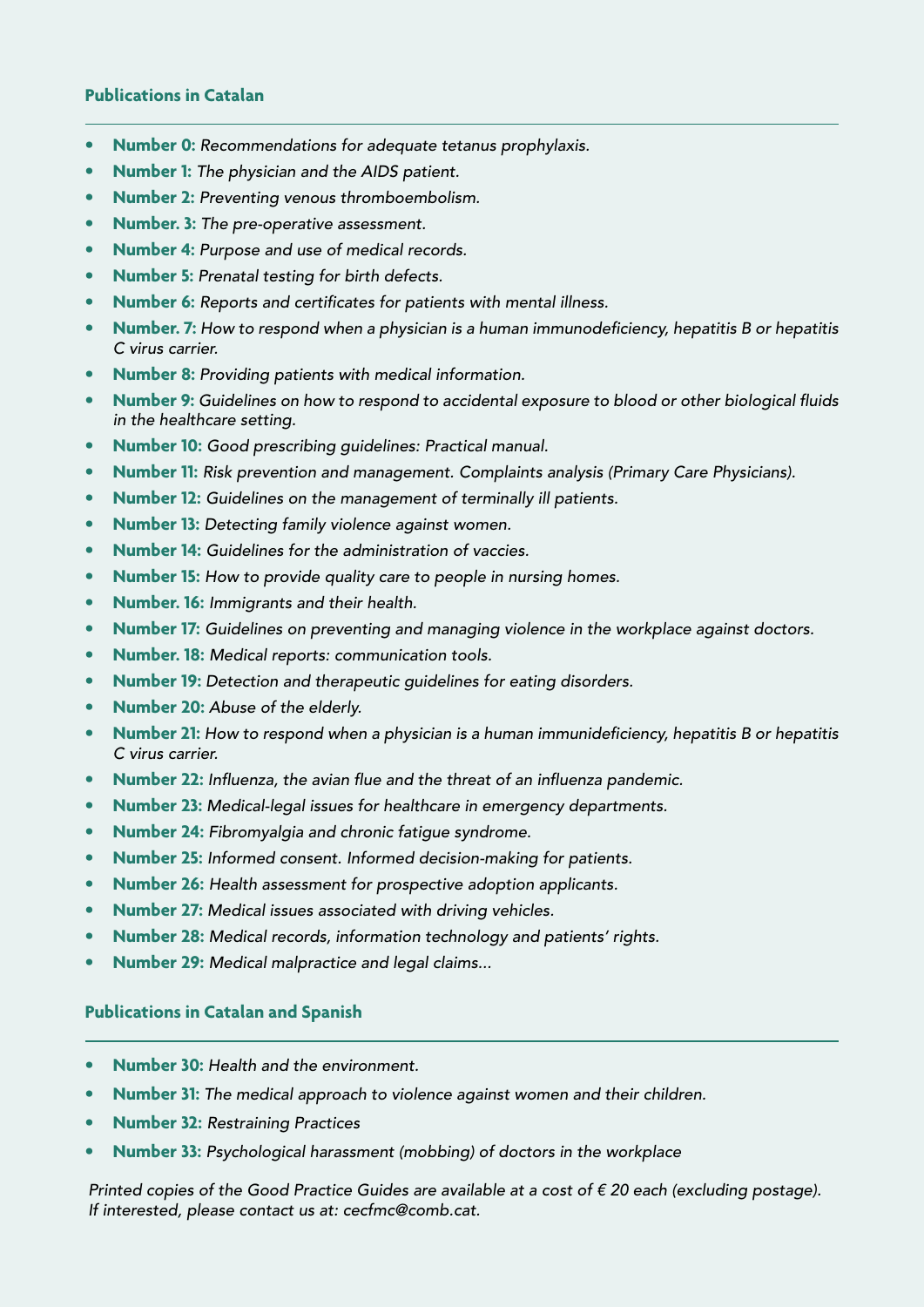### Publications in Catalan

- **Number 0:** *Recommendations for adequate tetanus prophylaxis.*
- **Number 1:** *The physician and the AIDS patient.*
- **Number 2:** *Preventing venous thromboembolism.*
- **Number. 3:** *The pre-operative assessment.*
- **Number 4:** *Purpose and use of medical records.*
- **Number 5:** *Prenatal testing for birth defects.*
- **Number 6:** *Reports and certificates for patients with mental illness.*
- **Number. 7:** *How to respond when a physician is a human immunodeficiency, hepatitis B or hepatitis C virus carrier.*
- **Number 8:** *Providing patients with medical information.*
- **Number 9:** *Guidelines on how to respond to accidental exposure to blood or other biological fluids in the healthcare setting.*
- **Number 10:** *Good prescribing guidelines: Practical manual.*
- **Number 11:** *Risk prevention and management. Complaints analysis (Primary Care Physicians).*
- **Number 12:** *Guidelines on the management of terminally ill patients.*
- **Number 13:** *Detecting family violence against women.*
- **Number 14:** *Guidelines for the administration of vaccies.*
- **Number 15:** *How to provide quality care to people in nursing homes.*
- **Number. 16:** *Immigrants and their health.*
- **Number 17:** *Guidelines on preventing and managing violence in the workplace against doctors.*
- **Number. 18:** *Medical reports: communication tools.*
- **Number 19:** *Detection and therapeutic guidelines for eating disorders.*
- **Number 20:** *Abuse of the elderly.*
- **Number 21:** *How to respond when a physician is a human immunideficiency, hepatitis B or hepatitis C virus carrier.*
- **Number 22:** *Influenza, the avian flue and the threat of an influenza pandemic.*
- **Number 23:** *Medical-legal issues for healthcare in emergency departments.*
- **Number 24:** *Fibromyalgia and chronic fatigue syndrome.*
- **Number 25:** *Informed consent. Informed decision-making for patients.*
- **Number 26:** *Health assessment for prospective adoption applicants.*
- **Number 27:** *Medical issues associated with driving vehicles.*
- **Number 28:** *Medical records, information technology and patients' rights.*
- **Number 29:** *Medical malpractice and legal claims...*

### Publications in Catalan and Spanish

- **Number 30:** *Health and the environment.*
- **Number 31:** *The medical approach to violence against women and their children.*
- **Number 32:** *Restraining Practices*
- **Number 33:** *Psychological harassment (mobbing) of doctors in the workplace*

*Printed copies of the Good Practice Guides are available at a cost of € 20 each (excluding postage). If interested, please contact us at: cecfmc@comb.cat.*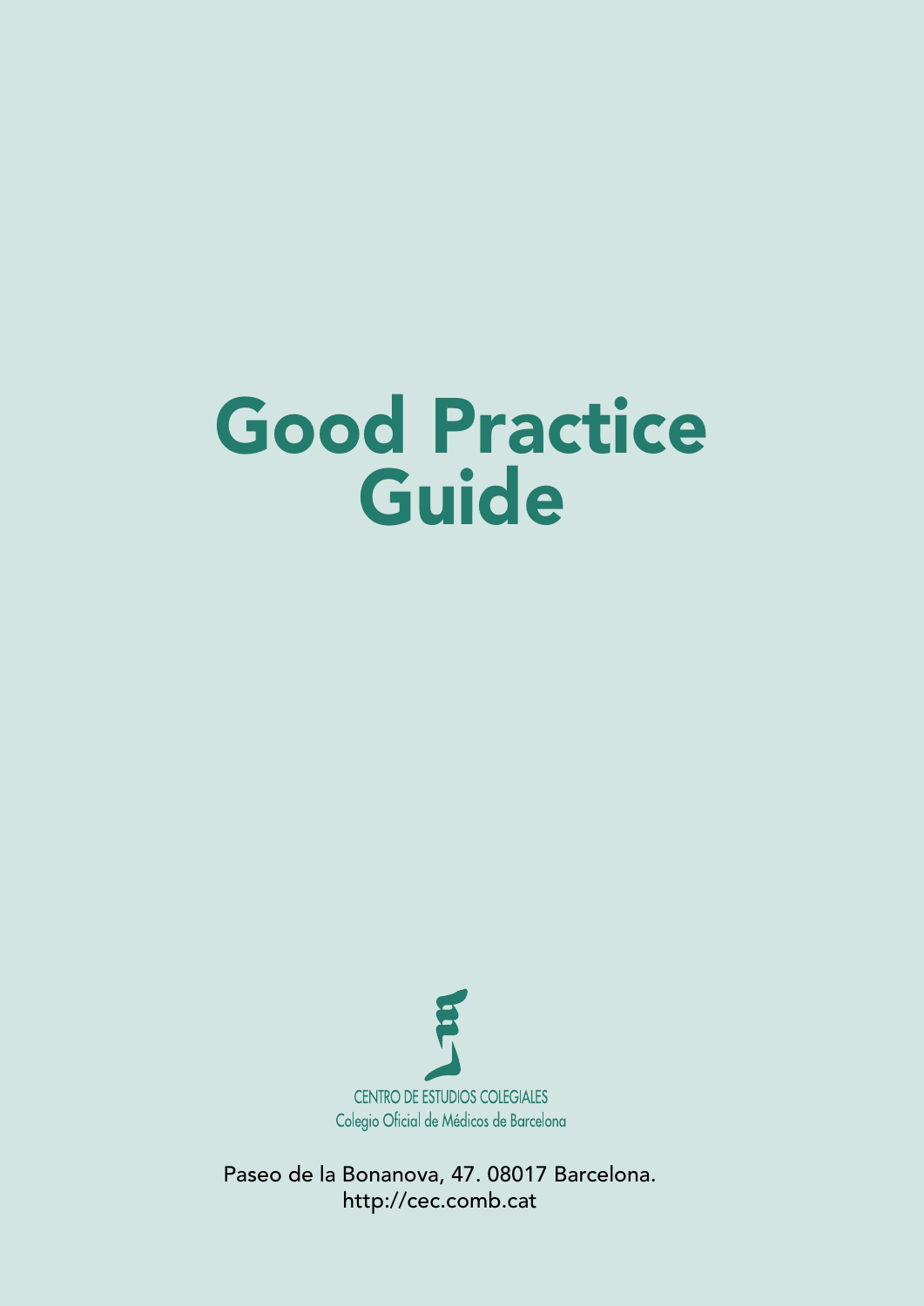# Good Practice Guide

CENTRO DE ESTUDIOS COLEGIALES
Colegio Oficial de Médicos de Barcelona

Paseo de la Bonanova, 47. 08017 Barcelona.
http://cec.comb.cat